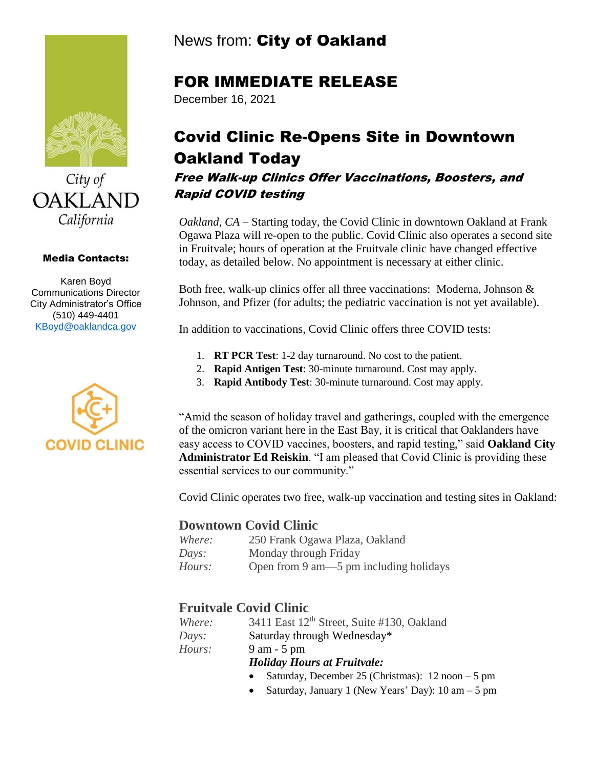City of OAKLAND California

**Media Contacts:**

Karen Boyd
Communications Director
City Administrator's Office
(510) 449-4401
KBoyd@oaklandca.gov

COVID CLINIC

News from: **City of Oakland**

# FOR IMMEDIATE RELEASE

December 16, 2021

# Covid Clinic Re-Opens Site in Downtown Oakland Today

### *Free Walk-up Clinics Offer Vaccinations, Boosters, and Rapid COVID testing*

*Oakland, CA* – Starting today, the Covid Clinic in downtown Oakland at Frank Ogawa Plaza will re-open to the public. Covid Clinic also operates a second site in Fruitvale; hours of operation at the Fruitvale clinic have changed effective today, as detailed below. No appointment is necessary at either clinic.

Both free, walk-up clinics offer all three vaccinations: Moderna, Johnson & Johnson, and Pfizer (for adults; the pediatric vaccination is not yet available).

In addition to vaccinations, Covid Clinic offers three COVID tests:

1. **RT PCR Test**: 1-2 day turnaround. No cost to the patient.
2. **Rapid Antigen Test**: 30-minute turnaround. Cost may apply.
3. **Rapid Antibody Test**: 30-minute turnaround. Cost may apply.

"Amid the season of holiday travel and gatherings, coupled with the emergence of the omicron variant here in the East Bay, it is critical that Oaklanders have easy access to COVID vaccines, boosters, and rapid testing," said **Oakland City Administrator Ed Reiskin**. "I am pleased that Covid Clinic is providing these essential services to our community."

Covid Clinic operates two free, walk-up vaccination and testing sites in Oakland:

## Downtown Covid Clinic

*Where:* 250 Frank Ogawa Plaza, Oakland
*Days:* Monday through Friday
*Hours:* Open from 9 am—5 pm including holidays

## Fruitvale Covid Clinic

*Where:* 3411 East 12th Street, Suite #130, Oakland
*Days:* Saturday through Wednesday*
*Hours:* 9 am - 5 pm

***Holiday Hours at Fruitvale:***

- Saturday, December 25 (Christmas): 12 noon – 5 pm
- Saturday, January 1 (New Years' Day): 10 am – 5 pm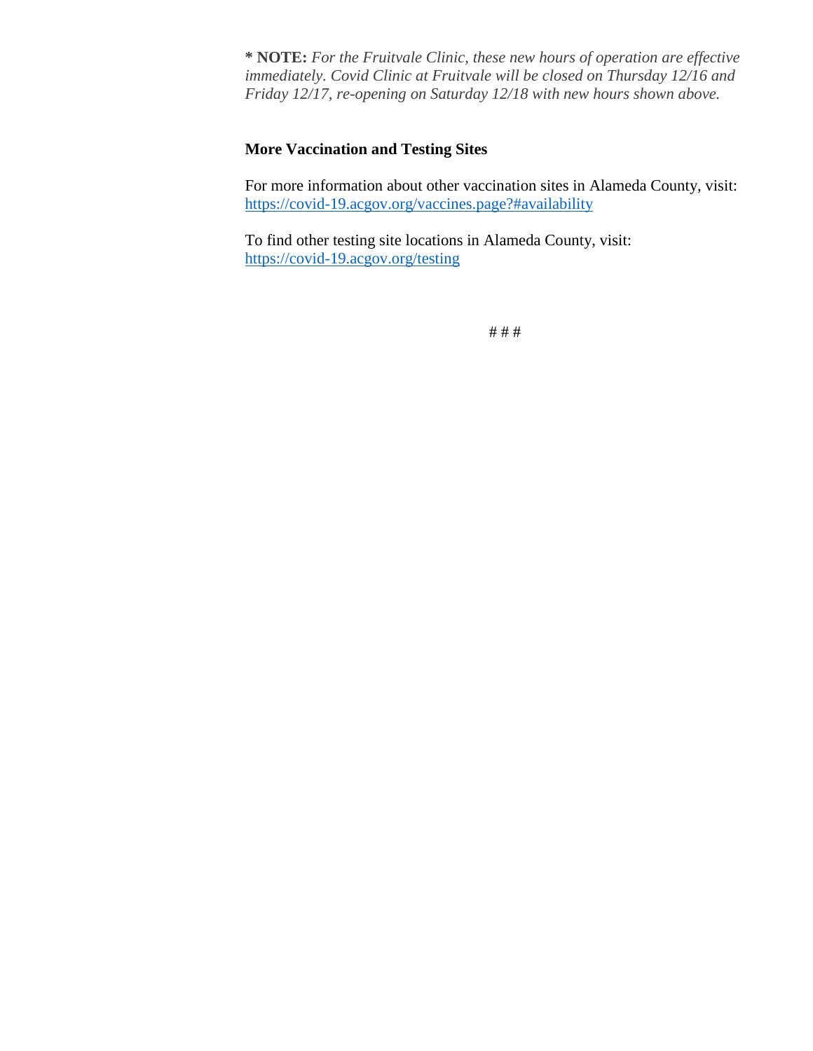**\* NOTE:** *For the Fruitvale Clinic, these new hours of operation are effective immediately. Covid Clinic at Fruitvale will be closed on Thursday 12/16 and Friday 12/17, re-opening on Saturday 12/18 with new hours shown above.*

**More Vaccination and Testing Sites**

For more information about other vaccination sites in Alameda County, visit: https://covid-19.acgov.org/vaccines.page?#availability

To find other testing site locations in Alameda County, visit: https://covid-19.acgov.org/testing

# # #